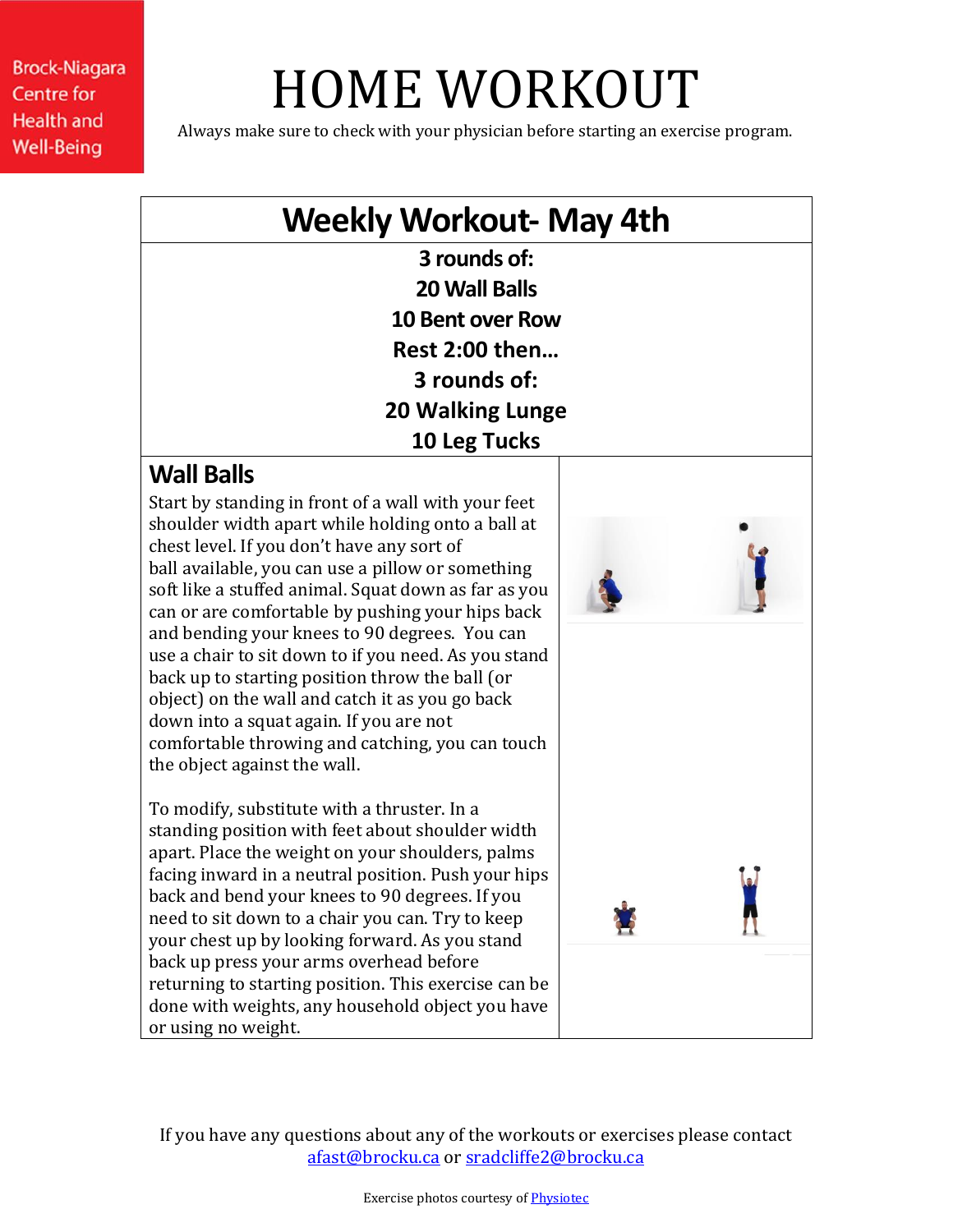Brock-Niagara Centre for Health and Well-Being

# HOME WORKOUT

Always make sure to check with your physician before starting an exercise program.

## Weekly Workout- May 4th

**3 rounds of:**
**20 Wall Balls**
**10 Bent over Row**
**Rest 2:00 then…**
**3 rounds of:**
**20 Walking Lunge**
**10 Leg Tucks**

### Wall Balls

Start by standing in front of a wall with your feet shoulder width apart while holding onto a ball at chest level. If you don't have any sort of ball available, you can use a pillow or something soft like a stuffed animal. Squat down as far as you can or are comfortable by pushing your hips back and bending your knees to 90 degrees. You can use a chair to sit down to if you need. As you stand back up to starting position throw the ball (or object) on the wall and catch it as you go back down into a squat again. If you are not comfortable throwing and catching, you can touch the object against the wall.

To modify, substitute with a thruster. In a standing position with feet about shoulder width apart. Place the weight on your shoulders, palms facing inward in a neutral position. Push your hips back and bend your knees to 90 degrees. If you need to sit down to a chair you can. Try to keep your chest up by looking forward. As you stand back up press your arms overhead before returning to starting position. This exercise can be done with weights, any household object you have or using no weight.

If you have any questions about any of the workouts or exercises please contact afast@brocku.ca or sradcliffe2@brocku.ca

Exercise photos courtesy of Physiotec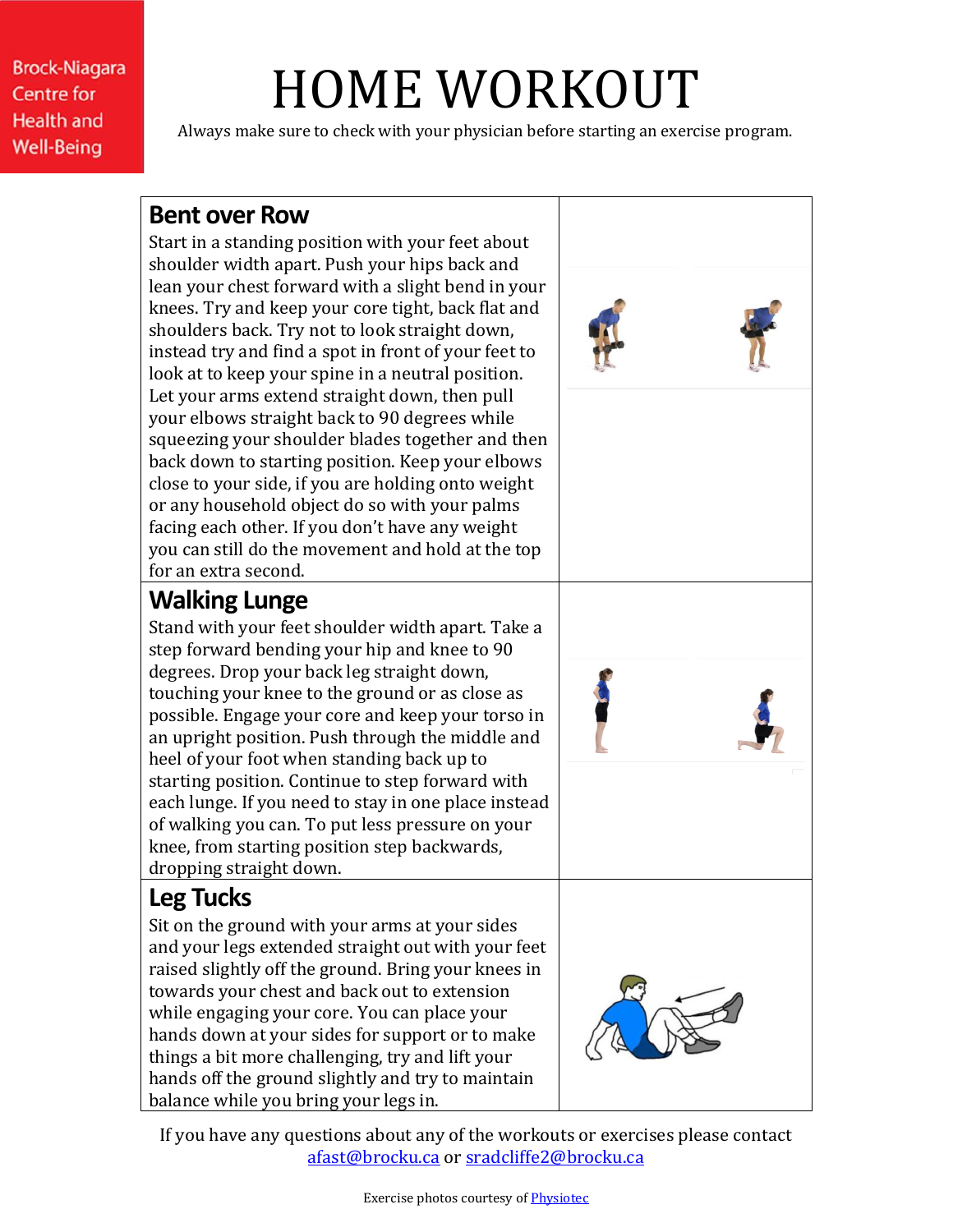Brock-Niagara Centre for Health and Well-Being

# HOME WORKOUT

Always make sure to check with your physician before starting an exercise program.

## Bent over Row

Start in a standing position with your feet about shoulder width apart. Push your hips back and lean your chest forward with a slight bend in your knees. Try and keep your core tight, back flat and shoulders back. Try not to look straight down, instead try and find a spot in front of your feet to look at to keep your spine in a neutral position. Let your arms extend straight down, then pull your elbows straight back to 90 degrees while squeezing your shoulder blades together and then back down to starting position. Keep your elbows close to your side, if you are holding onto weight or any household object do so with your palms facing each other. If you don't have any weight you can still do the movement and hold at the top for an extra second.

## Walking Lunge

Stand with your feet shoulder width apart. Take a step forward bending your hip and knee to 90 degrees. Drop your back leg straight down, touching your knee to the ground or as close as possible. Engage your core and keep your torso in an upright position. Push through the middle and heel of your foot when standing back up to starting position. Continue to step forward with each lunge. If you need to stay in one place instead of walking you can. To put less pressure on your knee, from starting position step backwards, dropping straight down.

## Leg Tucks

Sit on the ground with your arms at your sides and your legs extended straight out with your feet raised slightly off the ground. Bring your knees in towards your chest and back out to extension while engaging your core. You can place your hands down at your sides for support or to make things a bit more challenging, try and lift your hands off the ground slightly and try to maintain balance while you bring your legs in.

If you have any questions about any of the workouts or exercises please contact afast@brocku.ca or sradcliffe2@brocku.ca

Exercise photos courtesy of Physiotec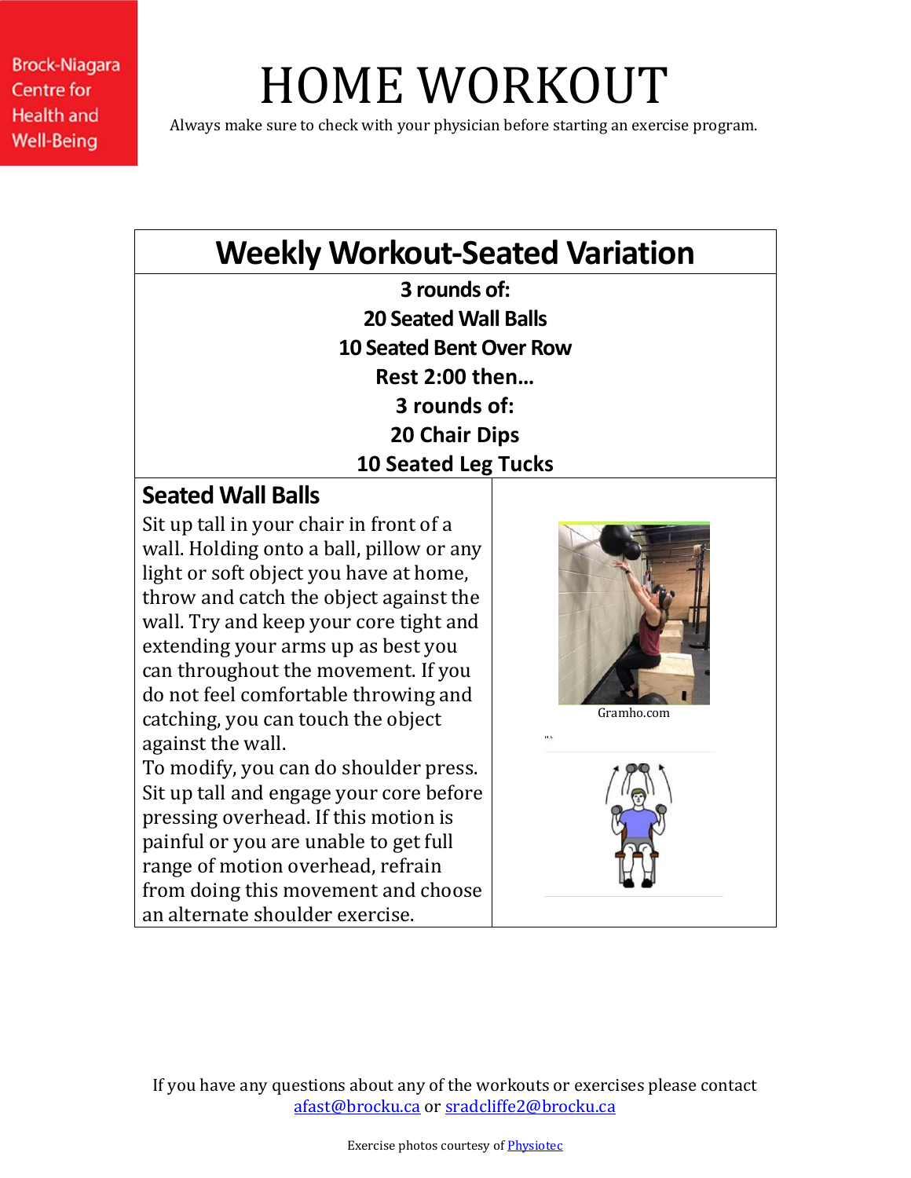Brock-Niagara Centre for Health and Well-Being

# HOME WORKOUT

Always make sure to check with your physician before starting an exercise program.

## Weekly Workout-Seated Variation

**3 rounds of:**
**20 Seated Wall Balls**
**10 Seated Bent Over Row**
**Rest 2:00 then…**
**3 rounds of:**
**20 Chair Dips**
**10 Seated Leg Tucks**

### Seated Wall Balls

Sit up tall in your chair in front of a wall. Holding onto a ball, pillow or any light or soft object you have at home, throw and catch the object against the wall. Try and keep your core tight and extending your arms up as best you can throughout the movement. If you do not feel comfortable throwing and catching, you can touch the object against the wall.

To modify, you can do shoulder press. Sit up tall and engage your core before pressing overhead. If this motion is painful or you are unable to get full range of motion overhead, refrain from doing this movement and choose an alternate shoulder exercise.

Gramho.com

If you have any questions about any of the workouts or exercises please contact afast@brocku.ca or sradcliffe2@brocku.ca

Exercise photos courtesy of Physiotec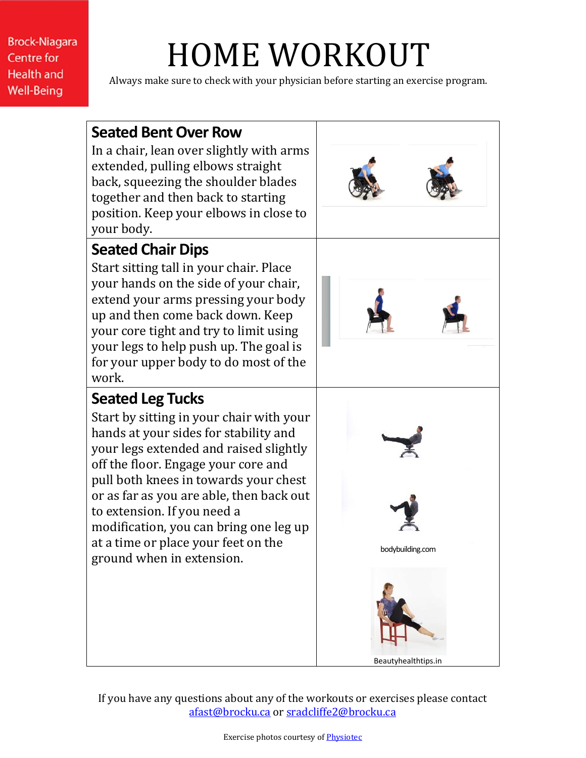Brock-Niagara Centre for Health and Well-Being

# HOME WORKOUT

Always make sure to check with your physician before starting an exercise program.

| | |
|---|---|
| **Seated Bent Over Row**<br>In a chair, lean over slightly with arms extended, pulling elbows straight back, squeezing the shoulder blades together and then back to starting position. Keep your elbows in close to your body. | |
| **Seated Chair Dips**<br>Start sitting tall in your chair. Place your hands on the side of your chair, extend your arms pressing your body up and then come back down. Keep your core tight and try to limit using your legs to help push up. The goal is for your upper body to do most of the work. | |
| **Seated Leg Tucks**<br>Start by sitting in your chair with your hands at your sides for stability and your legs extended and raised slightly off the floor. Engage your core and pull both knees in towards your chest or as far as you are able, then back out to extension. If you need a modification, you can bring one leg up at a time or place your feet on the ground when in extension. | bodybuilding.com<br>Beautyhealthtips.in |

If you have any questions about any of the workouts or exercises please contact afast@brocku.ca or sradcliffe2@brocku.ca

Exercise photos courtesy of Physiotec